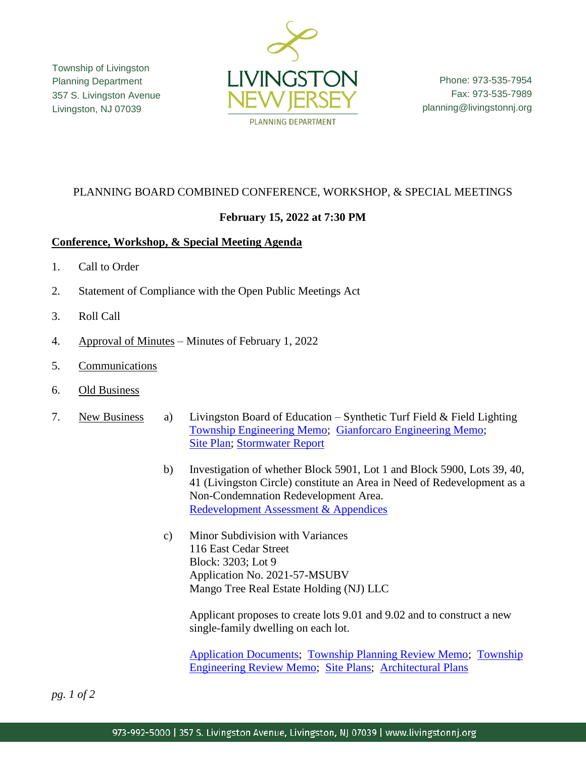Township of Livingston
Planning Department
357 S. Livingston Avenue
Livingston, NJ 07039

LIVINGSTON NEW JERSEY
PLANNING DEPARTMENT

Phone: 973-535-7954
Fax: 973-535-7989
planning@livingstonnj.org

PLANNING BOARD COMBINED CONFERENCE, WORKSHOP, & SPECIAL MEETINGS

**February 15, 2022 at 7:30 PM**

**Conference, Workshop, & Special Meeting Agenda**

1. Call to Order
2. Statement of Compliance with the Open Public Meetings Act
3. Roll Call
4. Approval of Minutes – Minutes of February 1, 2022
5. Communications
6. Old Business
7. New Business
   a) Livingston Board of Education – Synthetic Turf Field & Field Lighting
      Township Engineering Memo; Gianforcaro Engineering Memo; Site Plan; Stormwater Report

   b) Investigation of whether Block 5901, Lot 1 and Block 5900, Lots 39, 40, 41 (Livingston Circle) constitute an Area in Need of Redevelopment as a Non-Condemnation Redevelopment Area.
      Redevelopment Assessment & Appendices

   c) Minor Subdivision with Variances
      116 East Cedar Street
      Block: 3203; Lot 9
      Application No. 2021-57-MSUBV
      Mango Tree Real Estate Holding (NJ) LLC

      Applicant proposes to create lots 9.01 and 9.02 and to construct a new single-family dwelling on each lot.

      Application Documents; Township Planning Review Memo; Township Engineering Review Memo; Site Plans; Architectural Plans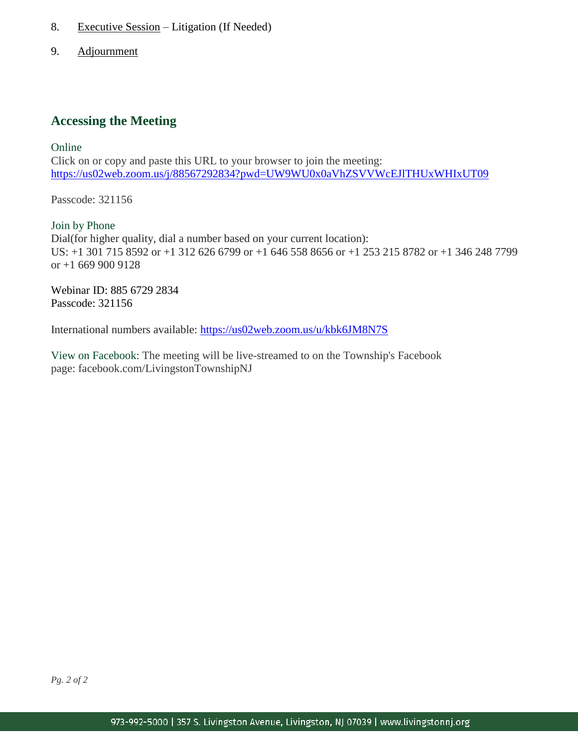8. Executive Session – Litigation (If Needed)

9. Adjournment

## Accessing the Meeting

Online

Click on or copy and paste this URL to your browser to join the meeting:
https://us02web.zoom.us/j/88567292834?pwd=UW9WU0x0aVhZSVVWcEJlTHUxWHIxUT09

Passcode: 321156

Join by Phone

Dial(for higher quality, dial a number based on your current location):
US: +1 301 715 8592 or +1 312 626 6799 or +1 646 558 8656 or +1 253 215 8782 or +1 346 248 7799 or +1 669 900 9128

Webinar ID: 885 6729 2834
Passcode: 321156

International numbers available: https://us02web.zoom.us/u/kbk6JM8N7S

View on Facebook: The meeting will be live-streamed to on the Township's Facebook page: facebook.com/LivingstonTownshipNJ